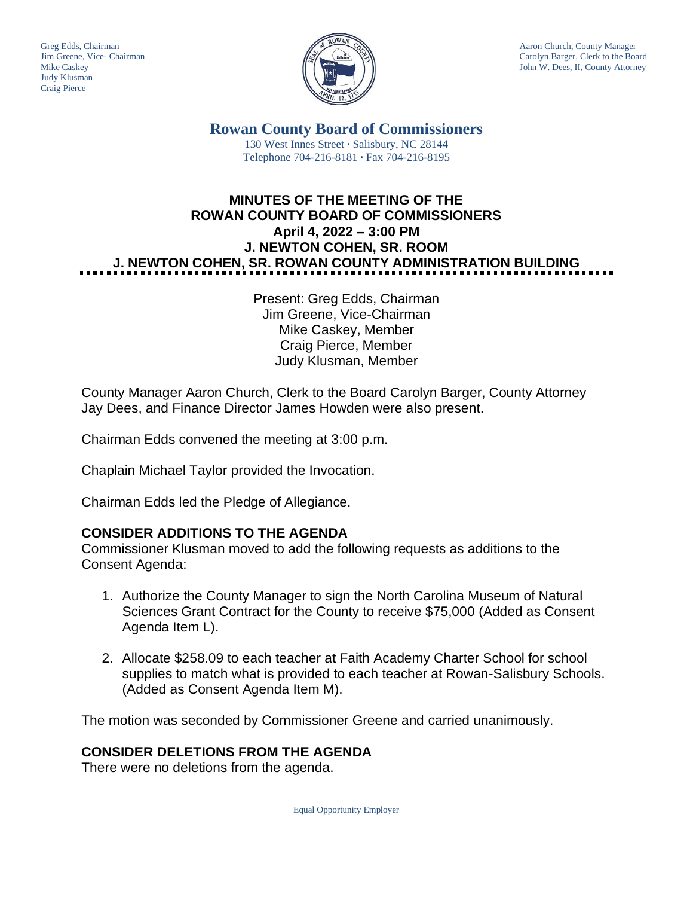Greg Edds, Chairman
Jim Greene, Vice- Chairman
Mike Caskey
Judy Klusman
Craig Pierce

Aaron Church, County Manager
Carolyn Barger, Clerk to the Board
John W. Dees, II, County Attorney

# Rowan County Board of Commissioners

130 West Innes Street · Salisbury, NC 28144
Telephone 704-216-8181 · Fax 704-216-8195

## MINUTES OF THE MEETING OF THE ROWAN COUNTY BOARD OF COMMISSIONERS
## April 4, 2022 – 3:00 PM
## J. NEWTON COHEN, SR. ROOM
## J. NEWTON COHEN, SR. ROWAN COUNTY ADMINISTRATION BUILDING

Present: Greg Edds, Chairman
Jim Greene, Vice-Chairman
Mike Caskey, Member
Craig Pierce, Member
Judy Klusman, Member

County Manager Aaron Church, Clerk to the Board Carolyn Barger, County Attorney Jay Dees, and Finance Director James Howden were also present.

Chairman Edds convened the meeting at 3:00 p.m.

Chaplain Michael Taylor provided the Invocation.

Chairman Edds led the Pledge of Allegiance.

### CONSIDER ADDITIONS TO THE AGENDA

Commissioner Klusman moved to add the following requests as additions to the Consent Agenda:

1. Authorize the County Manager to sign the North Carolina Museum of Natural Sciences Grant Contract for the County to receive $75,000 (Added as Consent Agenda Item L).

2. Allocate $258.09 to each teacher at Faith Academy Charter School for school supplies to match what is provided to each teacher at Rowan-Salisbury Schools. (Added as Consent Agenda Item M).

The motion was seconded by Commissioner Greene and carried unanimously.

### CONSIDER DELETIONS FROM THE AGENDA

There were no deletions from the agenda.

Equal Opportunity Employer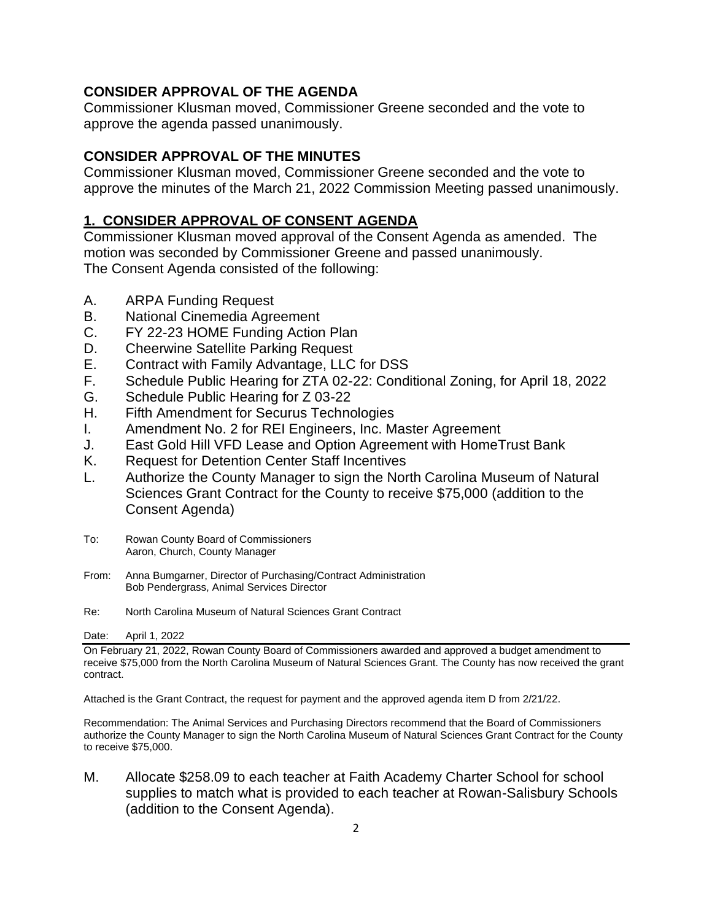## CONSIDER APPROVAL OF THE AGENDA

Commissioner Klusman moved, Commissioner Greene seconded and the vote to approve the agenda passed unanimously.

## CONSIDER APPROVAL OF THE MINUTES

Commissioner Klusman moved, Commissioner Greene seconded and the vote to approve the minutes of the March 21, 2022 Commission Meeting passed unanimously.

## 1. CONSIDER APPROVAL OF CONSENT AGENDA

Commissioner Klusman moved approval of the Consent Agenda as amended. The motion was seconded by Commissioner Greene and passed unanimously. The Consent Agenda consisted of the following:

A. ARPA Funding Request
B. National Cinemedia Agreement
C. FY 22-23 HOME Funding Action Plan
D. Cheerwine Satellite Parking Request
E. Contract with Family Advantage, LLC for DSS
F. Schedule Public Hearing for ZTA 02-22: Conditional Zoning, for April 18, 2022
G. Schedule Public Hearing for Z 03-22
H. Fifth Amendment for Securus Technologies
I. Amendment No. 2 for REI Engineers, Inc. Master Agreement
J. East Gold Hill VFD Lease and Option Agreement with HomeTrust Bank
K. Request for Detention Center Staff Incentives
L. Authorize the County Manager to sign the North Carolina Museum of Natural Sciences Grant Contract for the County to receive $75,000 (addition to the Consent Agenda)

To: Rowan County Board of Commissioners
Aaron, Church, County Manager

From: Anna Bumgarner, Director of Purchasing/Contract Administration
Bob Pendergrass, Animal Services Director

Re: North Carolina Museum of Natural Sciences Grant Contract

Date: April 1, 2022

On February 21, 2022, Rowan County Board of Commissioners awarded and approved a budget amendment to receive $75,000 from the North Carolina Museum of Natural Sciences Grant. The County has now received the grant contract.

Attached is the Grant Contract, the request for payment and the approved agenda item D from 2/21/22.

Recommendation: The Animal Services and Purchasing Directors recommend that the Board of Commissioners authorize the County Manager to sign the North Carolina Museum of Natural Sciences Grant Contract for the County to receive $75,000.

M. Allocate $258.09 to each teacher at Faith Academy Charter School for school supplies to match what is provided to each teacher at Rowan-Salisbury Schools (addition to the Consent Agenda).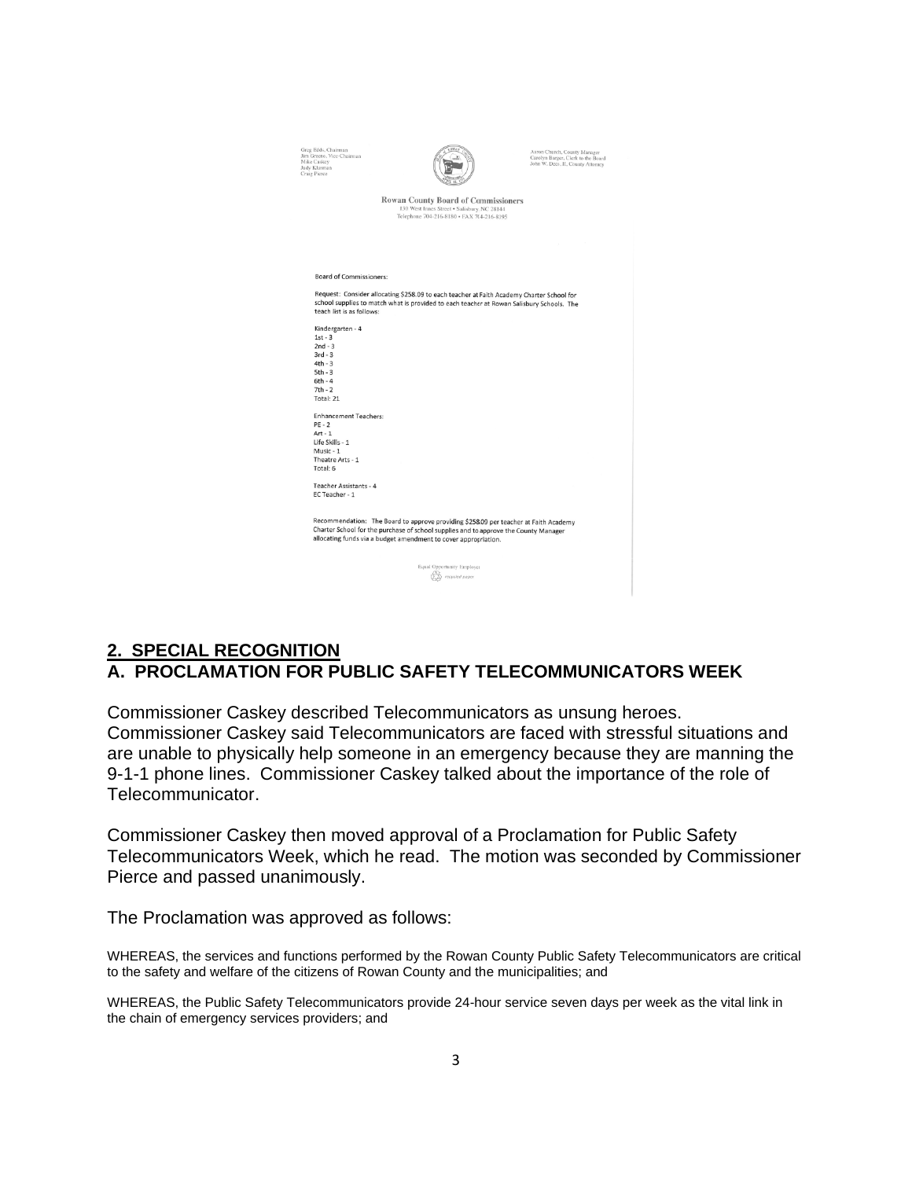Greg Edds, Chairman
Jim Greene, Vice Chairman
Mike Caskey
Judy Klusman
Craig Pierce

Aaron Church, County Manager
Carolyn Barger, Clerk to the Board
John W. Dees, II, County Attorney

**Rowan County Board of Commissioners**
130 West Innes Street • Salisbury, NC 28144
Telephone 704-216-8180 • FAX 704-216-8195

Board of Commissioners:

Request: Consider allocating $258.09 to each teacher at Faith Academy Charter School for school supplies to match what is provided to each teacher at Rowan Salisbury Schools. The teach list is as follows:

Kindergarten - 4
1st - 3
2nd - 3
3rd - 3
4th - 3
5th - 3
6th - 4
7th - 2
Total: 21

Enhancement Teachers:
PE - 2
Art - 1
Life Skills - 1
Music - 1
Theatre Arts - 1
Total: 6

Teacher Assistants - 4
EC Teacher - 1

Recommendation: The Board to approve providing $258.09 per teacher at Faith Academy Charter School for the purchase of school supplies and to approve the County Manager allocating funds via a budget amendment to cover appropriation.

Equal Opportunity Employer

## 2. SPECIAL RECOGNITION

## A. PROCLAMATION FOR PUBLIC SAFETY TELECOMMUNICATORS WEEK

Commissioner Caskey described Telecommunicators as unsung heroes. Commissioner Caskey said Telecommunicators are faced with stressful situations and are unable to physically help someone in an emergency because they are manning the 9-1-1 phone lines. Commissioner Caskey talked about the importance of the role of Telecommunicator.

Commissioner Caskey then moved approval of a Proclamation for Public Safety Telecommunicators Week, which he read. The motion was seconded by Commissioner Pierce and passed unanimously.

The Proclamation was approved as follows:

WHEREAS, the services and functions performed by the Rowan County Public Safety Telecommunicators are critical to the safety and welfare of the citizens of Rowan County and the municipalities; and

WHEREAS, the Public Safety Telecommunicators provide 24-hour service seven days per week as the vital link in the chain of emergency services providers; and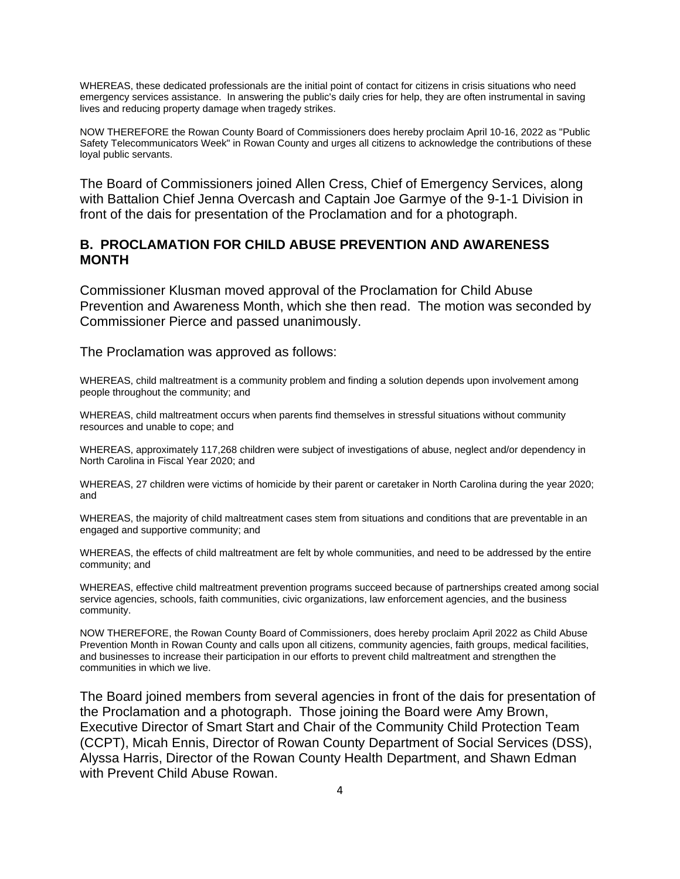WHEREAS, these dedicated professionals are the initial point of contact for citizens in crisis situations who need emergency services assistance. In answering the public's daily cries for help, they are often instrumental in saving lives and reducing property damage when tragedy strikes.

NOW THEREFORE the Rowan County Board of Commissioners does hereby proclaim April 10-16, 2022 as "Public Safety Telecommunicators Week" in Rowan County and urges all citizens to acknowledge the contributions of these loyal public servants.

The Board of Commissioners joined Allen Cress, Chief of Emergency Services, along with Battalion Chief Jenna Overcash and Captain Joe Garmye of the 9-1-1 Division in front of the dais for presentation of the Proclamation and for a photograph.

## B. PROCLAMATION FOR CHILD ABUSE PREVENTION AND AWARENESS MONTH

Commissioner Klusman moved approval of the Proclamation for Child Abuse Prevention and Awareness Month, which she then read. The motion was seconded by Commissioner Pierce and passed unanimously.

The Proclamation was approved as follows:

WHEREAS, child maltreatment is a community problem and finding a solution depends upon involvement among people throughout the community; and

WHEREAS, child maltreatment occurs when parents find themselves in stressful situations without community resources and unable to cope; and

WHEREAS, approximately 117,268 children were subject of investigations of abuse, neglect and/or dependency in North Carolina in Fiscal Year 2020; and

WHEREAS, 27 children were victims of homicide by their parent or caretaker in North Carolina during the year 2020; and

WHEREAS, the majority of child maltreatment cases stem from situations and conditions that are preventable in an engaged and supportive community; and

WHEREAS, the effects of child maltreatment are felt by whole communities, and need to be addressed by the entire community; and

WHEREAS, effective child maltreatment prevention programs succeed because of partnerships created among social service agencies, schools, faith communities, civic organizations, law enforcement agencies, and the business community.

NOW THEREFORE, the Rowan County Board of Commissioners, does hereby proclaim April 2022 as Child Abuse Prevention Month in Rowan County and calls upon all citizens, community agencies, faith groups, medical facilities, and businesses to increase their participation in our efforts to prevent child maltreatment and strengthen the communities in which we live.

The Board joined members from several agencies in front of the dais for presentation of the Proclamation and a photograph. Those joining the Board were Amy Brown, Executive Director of Smart Start and Chair of the Community Child Protection Team (CCPT), Micah Ennis, Director of Rowan County Department of Social Services (DSS), Alyssa Harris, Director of the Rowan County Health Department, and Shawn Edman with Prevent Child Abuse Rowan.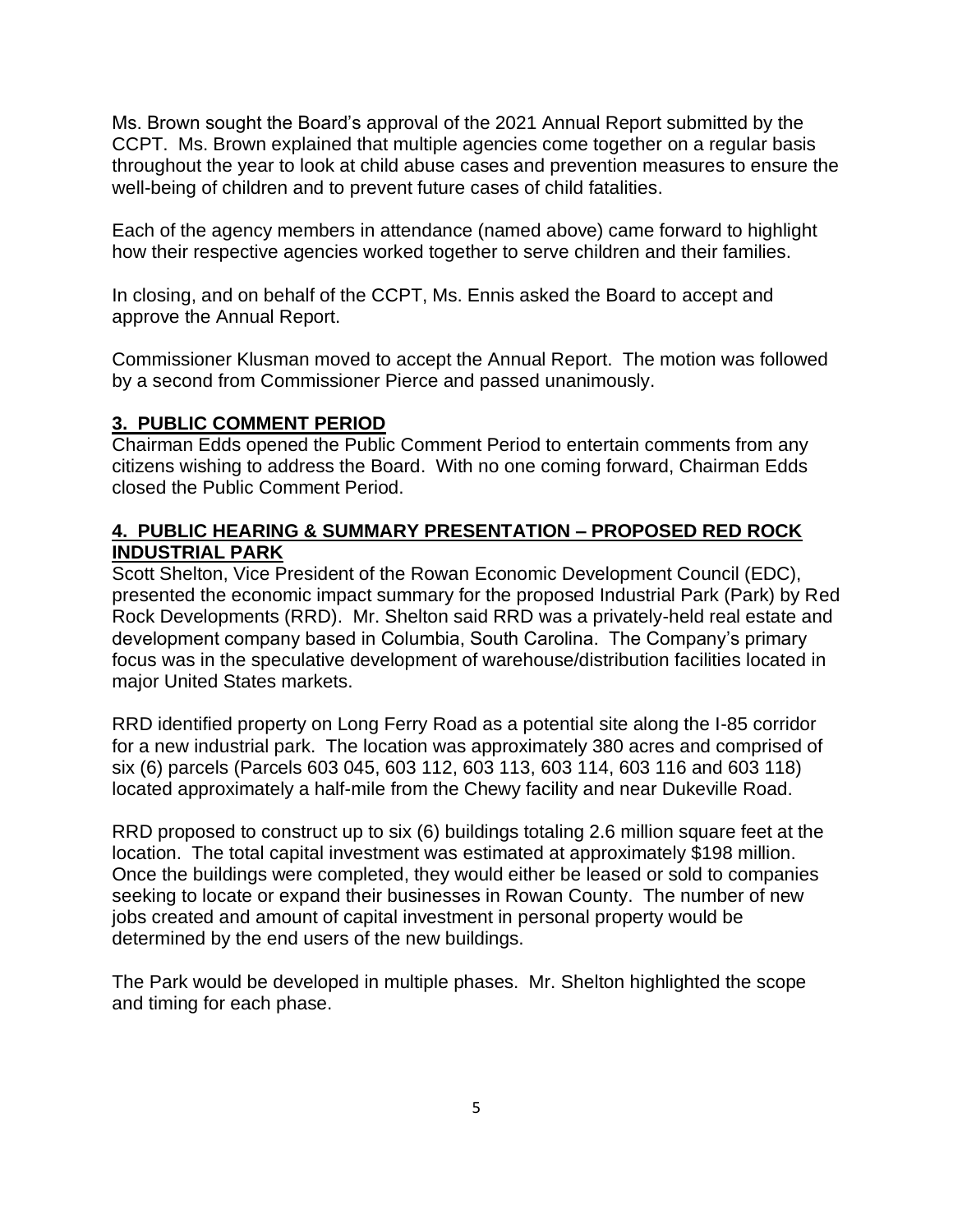Ms. Brown sought the Board's approval of the 2021 Annual Report submitted by the CCPT. Ms. Brown explained that multiple agencies come together on a regular basis throughout the year to look at child abuse cases and prevention measures to ensure the well-being of children and to prevent future cases of child fatalities.

Each of the agency members in attendance (named above) came forward to highlight how their respective agencies worked together to serve children and their families.

In closing, and on behalf of the CCPT, Ms. Ennis asked the Board to accept and approve the Annual Report.

Commissioner Klusman moved to accept the Annual Report. The motion was followed by a second from Commissioner Pierce and passed unanimously.

## 3. PUBLIC COMMENT PERIOD

Chairman Edds opened the Public Comment Period to entertain comments from any citizens wishing to address the Board. With no one coming forward, Chairman Edds closed the Public Comment Period.

## 4. PUBLIC HEARING & SUMMARY PRESENTATION – PROPOSED RED ROCK INDUSTRIAL PARK

Scott Shelton, Vice President of the Rowan Economic Development Council (EDC), presented the economic impact summary for the proposed Industrial Park (Park) by Red Rock Developments (RRD). Mr. Shelton said RRD was a privately-held real estate and development company based in Columbia, South Carolina. The Company's primary focus was in the speculative development of warehouse/distribution facilities located in major United States markets.

RRD identified property on Long Ferry Road as a potential site along the I-85 corridor for a new industrial park. The location was approximately 380 acres and comprised of six (6) parcels (Parcels 603 045, 603 112, 603 113, 603 114, 603 116 and 603 118) located approximately a half-mile from the Chewy facility and near Dukeville Road.

RRD proposed to construct up to six (6) buildings totaling 2.6 million square feet at the location. The total capital investment was estimated at approximately $198 million. Once the buildings were completed, they would either be leased or sold to companies seeking to locate or expand their businesses in Rowan County. The number of new jobs created and amount of capital investment in personal property would be determined by the end users of the new buildings.

The Park would be developed in multiple phases. Mr. Shelton highlighted the scope and timing for each phase.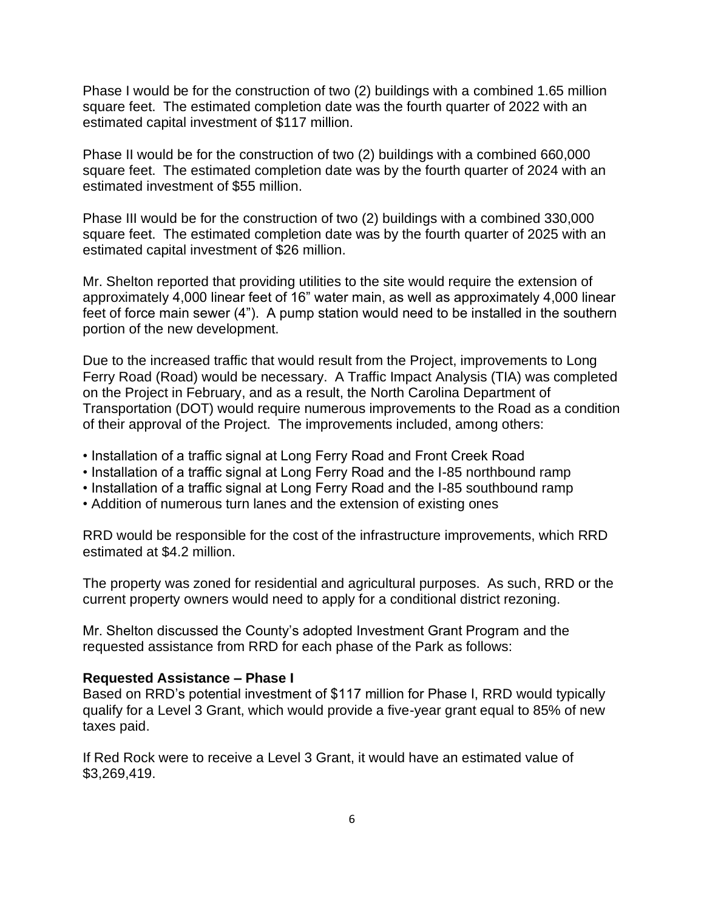Phase I would be for the construction of two (2) buildings with a combined 1.65 million square feet. The estimated completion date was the fourth quarter of 2022 with an estimated capital investment of $117 million.

Phase II would be for the construction of two (2) buildings with a combined 660,000 square feet. The estimated completion date was by the fourth quarter of 2024 with an estimated investment of $55 million.

Phase III would be for the construction of two (2) buildings with a combined 330,000 square feet. The estimated completion date was by the fourth quarter of 2025 with an estimated capital investment of $26 million.

Mr. Shelton reported that providing utilities to the site would require the extension of approximately 4,000 linear feet of 16" water main, as well as approximately 4,000 linear feet of force main sewer (4"). A pump station would need to be installed in the southern portion of the new development.

Due to the increased traffic that would result from the Project, improvements to Long Ferry Road (Road) would be necessary. A Traffic Impact Analysis (TIA) was completed on the Project in February, and as a result, the North Carolina Department of Transportation (DOT) would require numerous improvements to the Road as a condition of their approval of the Project. The improvements included, among others:

- Installation of a traffic signal at Long Ferry Road and Front Creek Road
- Installation of a traffic signal at Long Ferry Road and the I-85 northbound ramp
- Installation of a traffic signal at Long Ferry Road and the I-85 southbound ramp
- Addition of numerous turn lanes and the extension of existing ones

RRD would be responsible for the cost of the infrastructure improvements, which RRD estimated at $4.2 million.

The property was zoned for residential and agricultural purposes. As such, RRD or the current property owners would need to apply for a conditional district rezoning.

Mr. Shelton discussed the County's adopted Investment Grant Program and the requested assistance from RRD for each phase of the Park as follows:

**Requested Assistance – Phase I**

Based on RRD's potential investment of $117 million for Phase I, RRD would typically qualify for a Level 3 Grant, which would provide a five-year grant equal to 85% of new taxes paid.

If Red Rock were to receive a Level 3 Grant, it would have an estimated value of $3,269,419.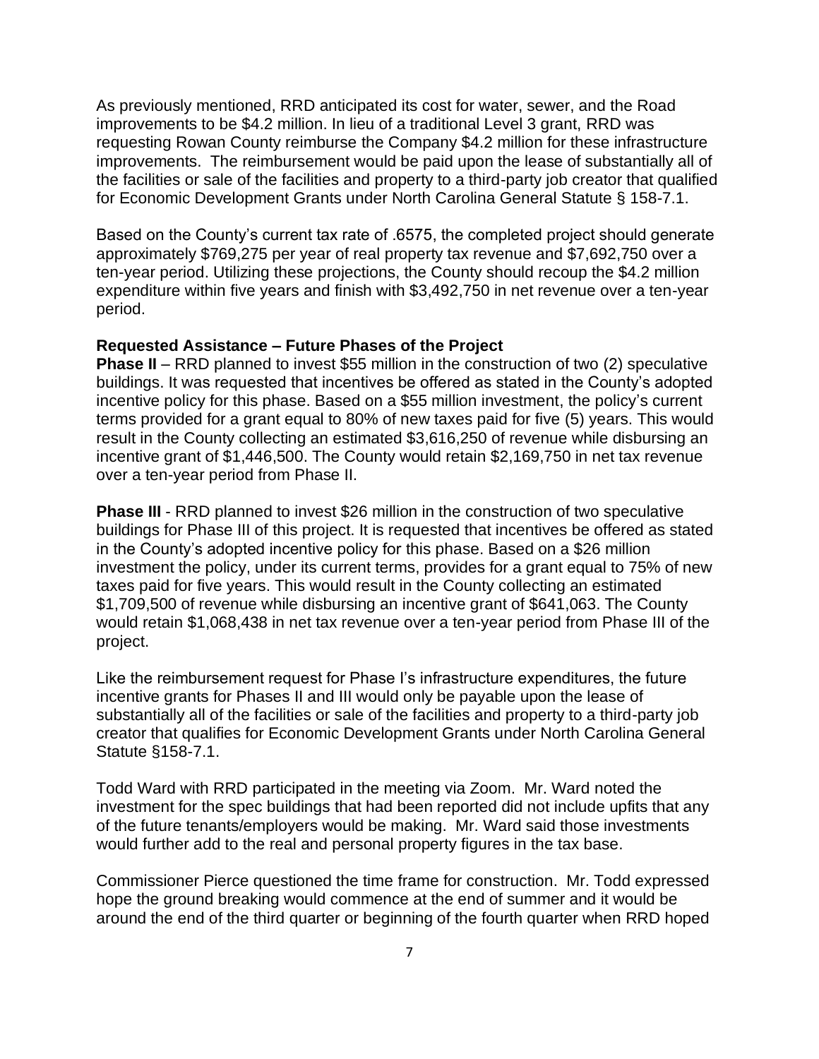As previously mentioned, RRD anticipated its cost for water, sewer, and the Road improvements to be $4.2 million. In lieu of a traditional Level 3 grant, RRD was requesting Rowan County reimburse the Company $4.2 million for these infrastructure improvements. The reimbursement would be paid upon the lease of substantially all of the facilities or sale of the facilities and property to a third-party job creator that qualified for Economic Development Grants under North Carolina General Statute § 158-7.1.

Based on the County's current tax rate of .6575, the completed project should generate approximately $769,275 per year of real property tax revenue and $7,692,750 over a ten-year period. Utilizing these projections, the County should recoup the $4.2 million expenditure within five years and finish with $3,492,750 in net revenue over a ten-year period.

**Requested Assistance – Future Phases of the Project**

**Phase II** – RRD planned to invest $55 million in the construction of two (2) speculative buildings. It was requested that incentives be offered as stated in the County's adopted incentive policy for this phase. Based on a $55 million investment, the policy's current terms provided for a grant equal to 80% of new taxes paid for five (5) years. This would result in the County collecting an estimated $3,616,250 of revenue while disbursing an incentive grant of $1,446,500. The County would retain $2,169,750 in net tax revenue over a ten-year period from Phase II.

**Phase III** - RRD planned to invest $26 million in the construction of two speculative buildings for Phase III of this project. It is requested that incentives be offered as stated in the County's adopted incentive policy for this phase. Based on a $26 million investment the policy, under its current terms, provides for a grant equal to 75% of new taxes paid for five years. This would result in the County collecting an estimated $1,709,500 of revenue while disbursing an incentive grant of $641,063. The County would retain $1,068,438 in net tax revenue over a ten-year period from Phase III of the project.

Like the reimbursement request for Phase I's infrastructure expenditures, the future incentive grants for Phases II and III would only be payable upon the lease of substantially all of the facilities or sale of the facilities and property to a third-party job creator that qualifies for Economic Development Grants under North Carolina General Statute §158-7.1.

Todd Ward with RRD participated in the meeting via Zoom. Mr. Ward noted the investment for the spec buildings that had been reported did not include upfits that any of the future tenants/employers would be making. Mr. Ward said those investments would further add to the real and personal property figures in the tax base.

Commissioner Pierce questioned the time frame for construction. Mr. Todd expressed hope the ground breaking would commence at the end of summer and it would be around the end of the third quarter or beginning of the fourth quarter when RRD hoped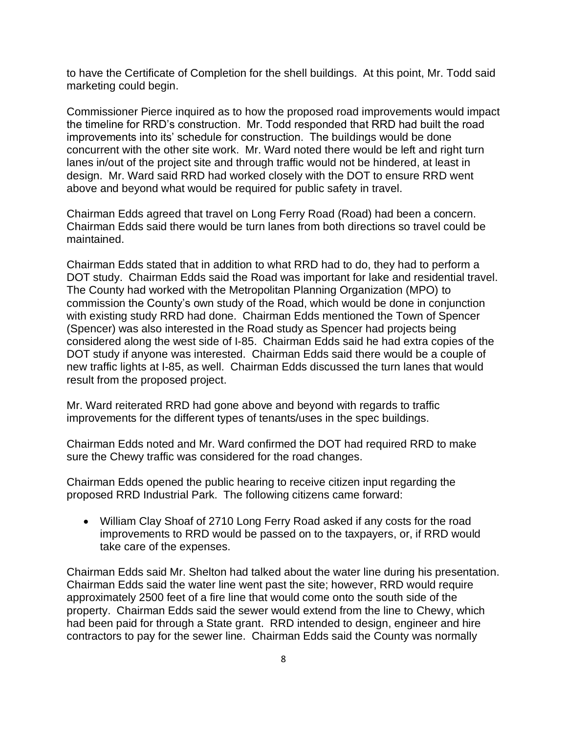to have the Certificate of Completion for the shell buildings. At this point, Mr. Todd said marketing could begin.

Commissioner Pierce inquired as to how the proposed road improvements would impact the timeline for RRD's construction. Mr. Todd responded that RRD had built the road improvements into its' schedule for construction. The buildings would be done concurrent with the other site work. Mr. Ward noted there would be left and right turn lanes in/out of the project site and through traffic would not be hindered, at least in design. Mr. Ward said RRD had worked closely with the DOT to ensure RRD went above and beyond what would be required for public safety in travel.

Chairman Edds agreed that travel on Long Ferry Road (Road) had been a concern. Chairman Edds said there would be turn lanes from both directions so travel could be maintained.

Chairman Edds stated that in addition to what RRD had to do, they had to perform a DOT study. Chairman Edds said the Road was important for lake and residential travel. The County had worked with the Metropolitan Planning Organization (MPO) to commission the County's own study of the Road, which would be done in conjunction with existing study RRD had done. Chairman Edds mentioned the Town of Spencer (Spencer) was also interested in the Road study as Spencer had projects being considered along the west side of I-85. Chairman Edds said he had extra copies of the DOT study if anyone was interested. Chairman Edds said there would be a couple of new traffic lights at I-85, as well. Chairman Edds discussed the turn lanes that would result from the proposed project.

Mr. Ward reiterated RRD had gone above and beyond with regards to traffic improvements for the different types of tenants/uses in the spec buildings.

Chairman Edds noted and Mr. Ward confirmed the DOT had required RRD to make sure the Chewy traffic was considered for the road changes.

Chairman Edds opened the public hearing to receive citizen input regarding the proposed RRD Industrial Park. The following citizens came forward:

- William Clay Shoaf of 2710 Long Ferry Road asked if any costs for the road improvements to RRD would be passed on to the taxpayers, or, if RRD would take care of the expenses.

Chairman Edds said Mr. Shelton had talked about the water line during his presentation. Chairman Edds said the water line went past the site; however, RRD would require approximately 2500 feet of a fire line that would come onto the south side of the property. Chairman Edds said the sewer would extend from the line to Chewy, which had been paid for through a State grant. RRD intended to design, engineer and hire contractors to pay for the sewer line. Chairman Edds said the County was normally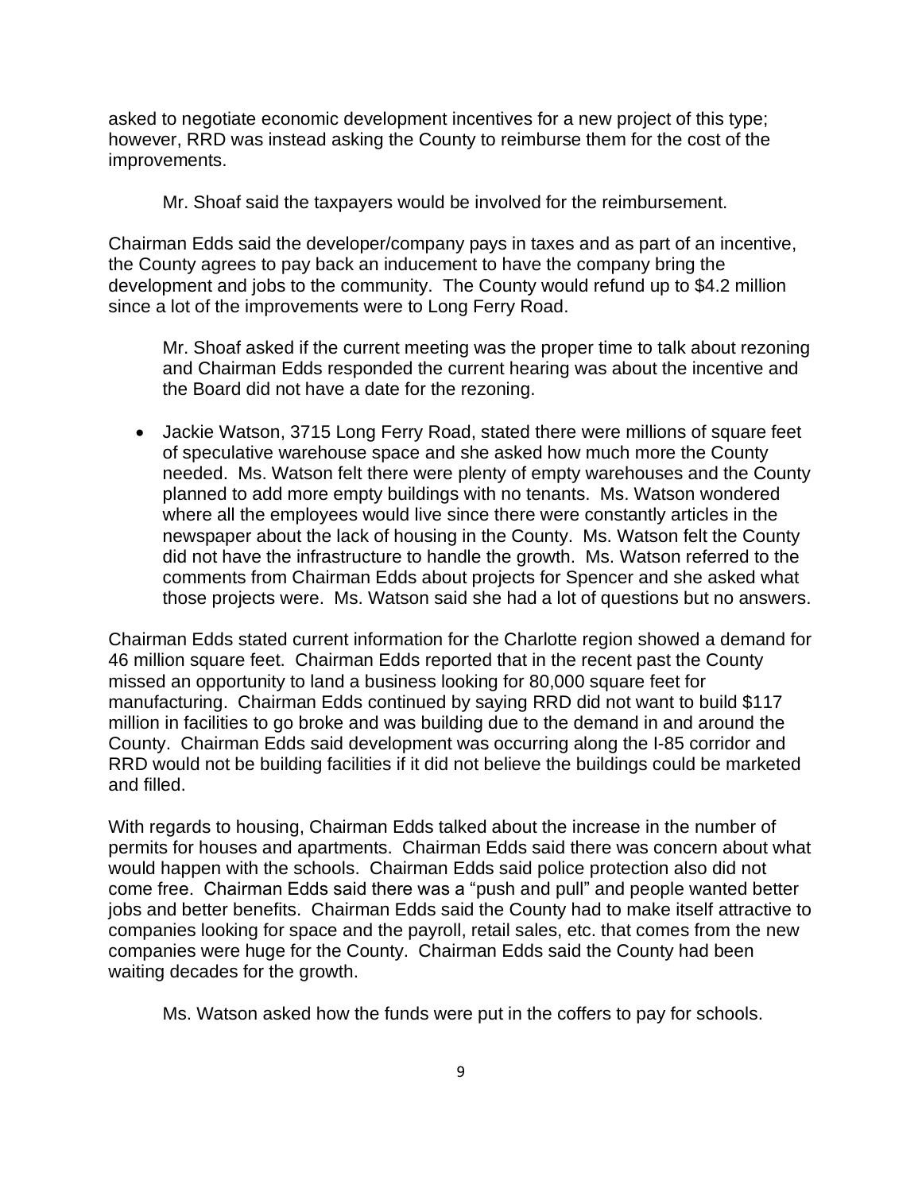asked to negotiate economic development incentives for a new project of this type; however, RRD was instead asking the County to reimburse them for the cost of the improvements.

Mr. Shoaf said the taxpayers would be involved for the reimbursement.

Chairman Edds said the developer/company pays in taxes and as part of an incentive, the County agrees to pay back an inducement to have the company bring the development and jobs to the community. The County would refund up to $4.2 million since a lot of the improvements were to Long Ferry Road.

Mr. Shoaf asked if the current meeting was the proper time to talk about rezoning and Chairman Edds responded the current hearing was about the incentive and the Board did not have a date for the rezoning.

- Jackie Watson, 3715 Long Ferry Road, stated there were millions of square feet of speculative warehouse space and she asked how much more the County needed. Ms. Watson felt there were plenty of empty warehouses and the County planned to add more empty buildings with no tenants. Ms. Watson wondered where all the employees would live since there were constantly articles in the newspaper about the lack of housing in the County. Ms. Watson felt the County did not have the infrastructure to handle the growth. Ms. Watson referred to the comments from Chairman Edds about projects for Spencer and she asked what those projects were. Ms. Watson said she had a lot of questions but no answers.

Chairman Edds stated current information for the Charlotte region showed a demand for 46 million square feet. Chairman Edds reported that in the recent past the County missed an opportunity to land a business looking for 80,000 square feet for manufacturing. Chairman Edds continued by saying RRD did not want to build $117 million in facilities to go broke and was building due to the demand in and around the County. Chairman Edds said development was occurring along the I-85 corridor and RRD would not be building facilities if it did not believe the buildings could be marketed and filled.

With regards to housing, Chairman Edds talked about the increase in the number of permits for houses and apartments. Chairman Edds said there was concern about what would happen with the schools. Chairman Edds said police protection also did not come free. Chairman Edds said there was a "push and pull" and people wanted better jobs and better benefits. Chairman Edds said the County had to make itself attractive to companies looking for space and the payroll, retail sales, etc. that comes from the new companies were huge for the County. Chairman Edds said the County had been waiting decades for the growth.

Ms. Watson asked how the funds were put in the coffers to pay for schools.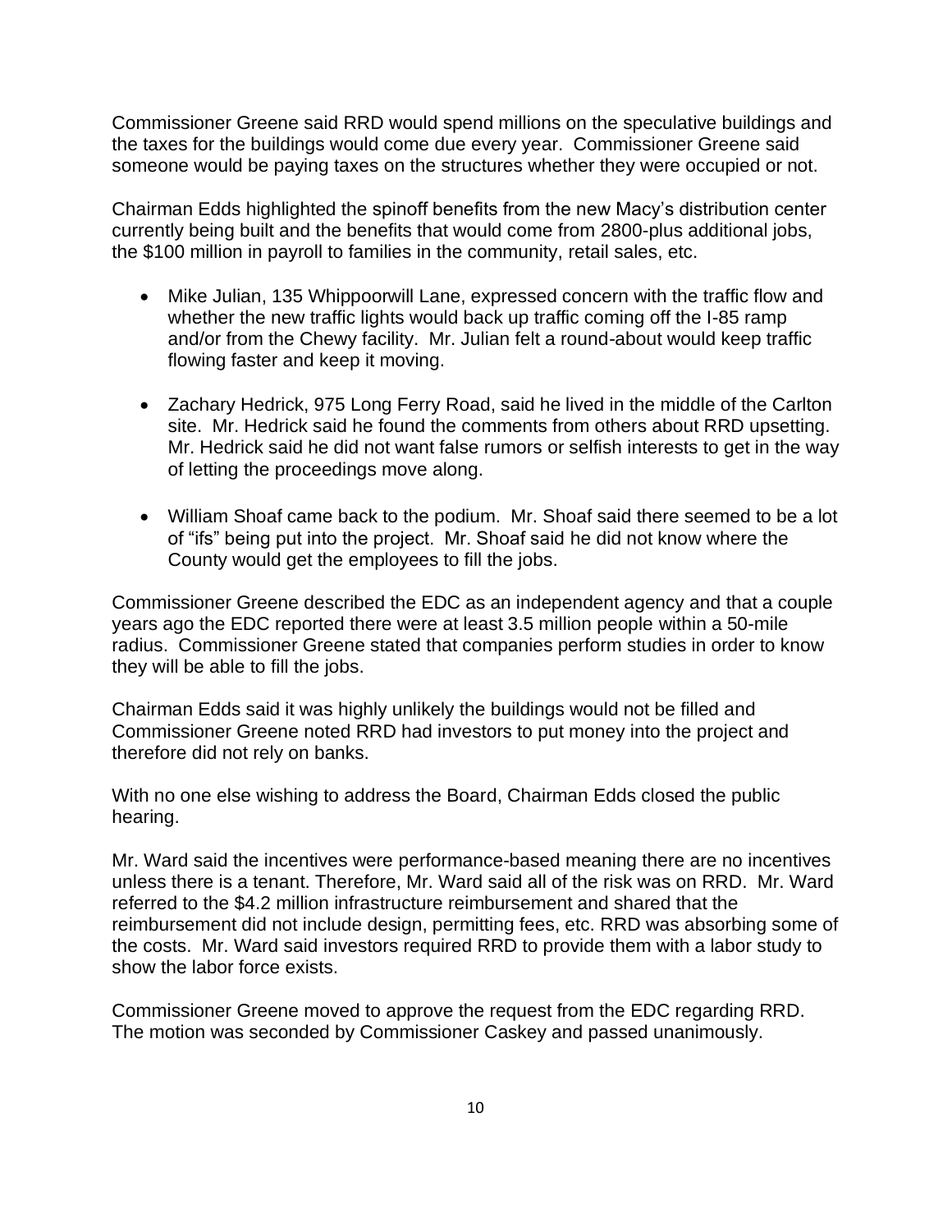Commissioner Greene said RRD would spend millions on the speculative buildings and the taxes for the buildings would come due every year. Commissioner Greene said someone would be paying taxes on the structures whether they were occupied or not.

Chairman Edds highlighted the spinoff benefits from the new Macy's distribution center currently being built and the benefits that would come from 2800-plus additional jobs, the $100 million in payroll to families in the community, retail sales, etc.

- Mike Julian, 135 Whippoorwill Lane, expressed concern with the traffic flow and whether the new traffic lights would back up traffic coming off the I-85 ramp and/or from the Chewy facility. Mr. Julian felt a round-about would keep traffic flowing faster and keep it moving.

- Zachary Hedrick, 975 Long Ferry Road, said he lived in the middle of the Carlton site. Mr. Hedrick said he found the comments from others about RRD upsetting. Mr. Hedrick said he did not want false rumors or selfish interests to get in the way of letting the proceedings move along.

- William Shoaf came back to the podium. Mr. Shoaf said there seemed to be a lot of "ifs" being put into the project. Mr. Shoaf said he did not know where the County would get the employees to fill the jobs.

Commissioner Greene described the EDC as an independent agency and that a couple years ago the EDC reported there were at least 3.5 million people within a 50-mile radius. Commissioner Greene stated that companies perform studies in order to know they will be able to fill the jobs.

Chairman Edds said it was highly unlikely the buildings would not be filled and Commissioner Greene noted RRD had investors to put money into the project and therefore did not rely on banks.

With no one else wishing to address the Board, Chairman Edds closed the public hearing.

Mr. Ward said the incentives were performance-based meaning there are no incentives unless there is a tenant. Therefore, Mr. Ward said all of the risk was on RRD. Mr. Ward referred to the $4.2 million infrastructure reimbursement and shared that the reimbursement did not include design, permitting fees, etc. RRD was absorbing some of the costs. Mr. Ward said investors required RRD to provide them with a labor study to show the labor force exists.

Commissioner Greene moved to approve the request from the EDC regarding RRD. The motion was seconded by Commissioner Caskey and passed unanimously.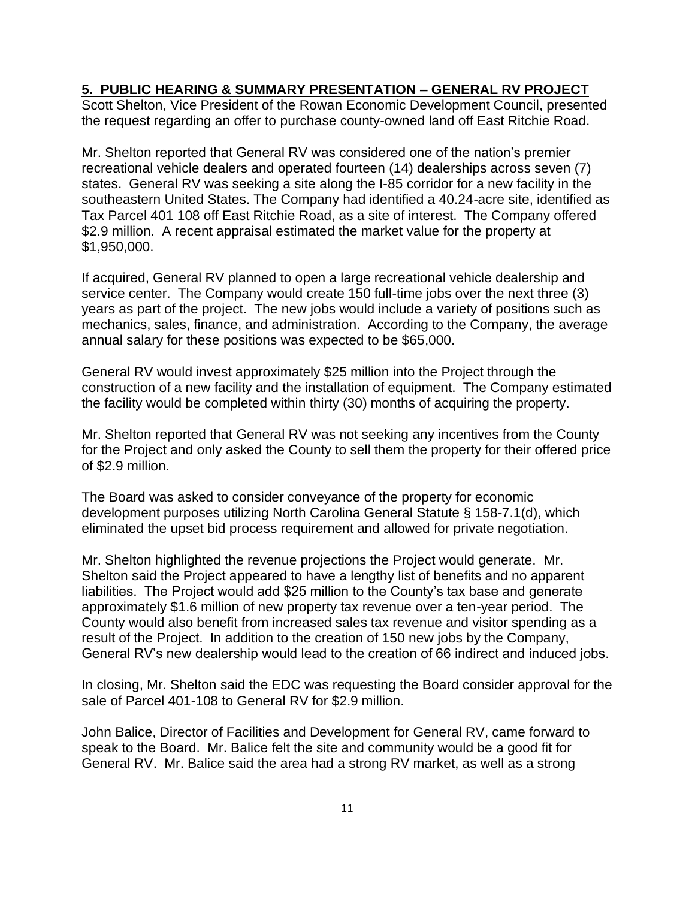## **5. PUBLIC HEARING & SUMMARY PRESENTATION – GENERAL RV PROJECT**

Scott Shelton, Vice President of the Rowan Economic Development Council, presented the request regarding an offer to purchase county-owned land off East Ritchie Road.

Mr. Shelton reported that General RV was considered one of the nation's premier recreational vehicle dealers and operated fourteen (14) dealerships across seven (7) states. General RV was seeking a site along the I-85 corridor for a new facility in the southeastern United States. The Company had identified a 40.24-acre site, identified as Tax Parcel 401 108 off East Ritchie Road, as a site of interest. The Company offered $2.9 million. A recent appraisal estimated the market value for the property at $1,950,000.

If acquired, General RV planned to open a large recreational vehicle dealership and service center. The Company would create 150 full-time jobs over the next three (3) years as part of the project. The new jobs would include a variety of positions such as mechanics, sales, finance, and administration. According to the Company, the average annual salary for these positions was expected to be $65,000.

General RV would invest approximately $25 million into the Project through the construction of a new facility and the installation of equipment. The Company estimated the facility would be completed within thirty (30) months of acquiring the property.

Mr. Shelton reported that General RV was not seeking any incentives from the County for the Project and only asked the County to sell them the property for their offered price of $2.9 million.

The Board was asked to consider conveyance of the property for economic development purposes utilizing North Carolina General Statute § 158-7.1(d), which eliminated the upset bid process requirement and allowed for private negotiation.

Mr. Shelton highlighted the revenue projections the Project would generate. Mr. Shelton said the Project appeared to have a lengthy list of benefits and no apparent liabilities. The Project would add $25 million to the County's tax base and generate approximately $1.6 million of new property tax revenue over a ten-year period. The County would also benefit from increased sales tax revenue and visitor spending as a result of the Project. In addition to the creation of 150 new jobs by the Company, General RV's new dealership would lead to the creation of 66 indirect and induced jobs.

In closing, Mr. Shelton said the EDC was requesting the Board consider approval for the sale of Parcel 401-108 to General RV for $2.9 million.

John Balice, Director of Facilities and Development for General RV, came forward to speak to the Board. Mr. Balice felt the site and community would be a good fit for General RV. Mr. Balice said the area had a strong RV market, as well as a strong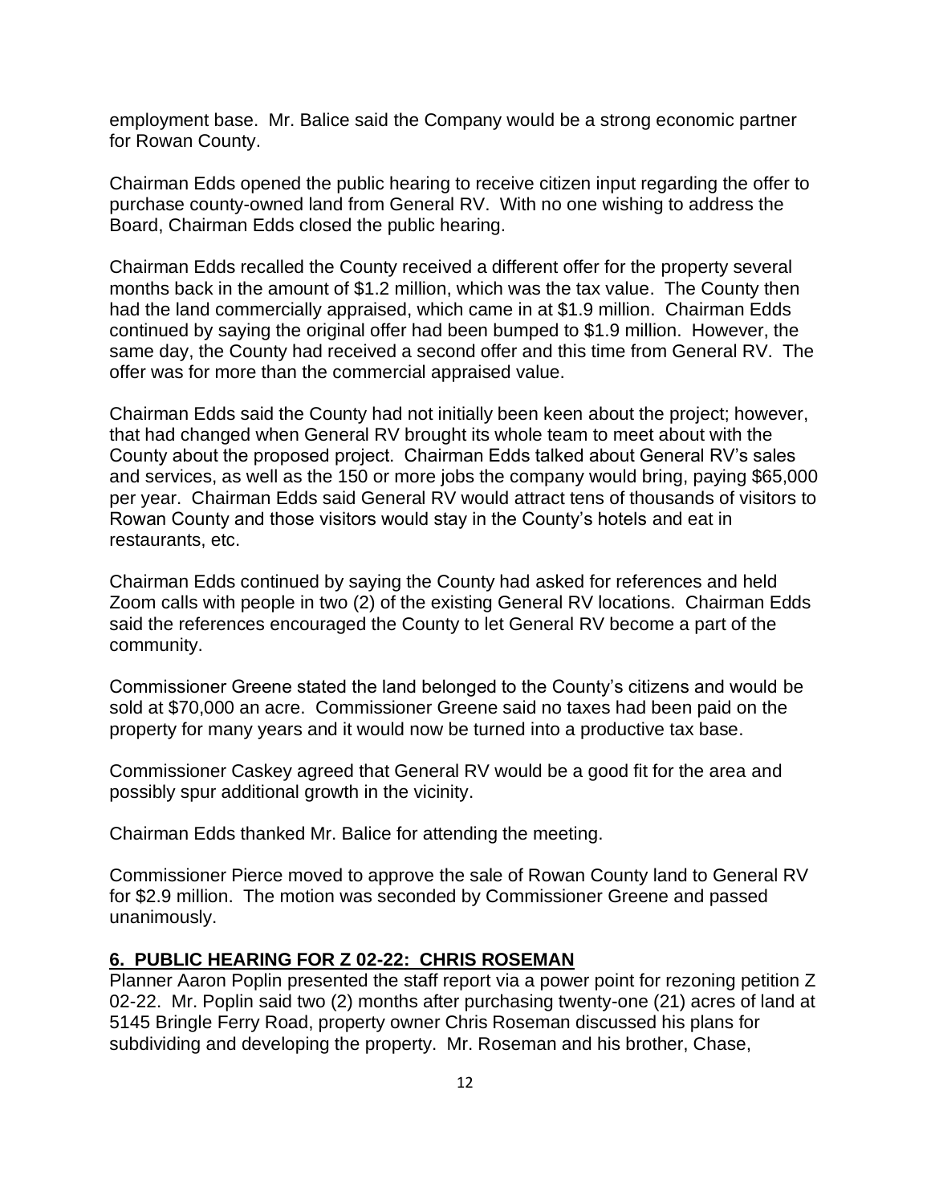employment base. Mr. Balice said the Company would be a strong economic partner for Rowan County.

Chairman Edds opened the public hearing to receive citizen input regarding the offer to purchase county-owned land from General RV. With no one wishing to address the Board, Chairman Edds closed the public hearing.

Chairman Edds recalled the County received a different offer for the property several months back in the amount of $1.2 million, which was the tax value. The County then had the land commercially appraised, which came in at $1.9 million. Chairman Edds continued by saying the original offer had been bumped to $1.9 million. However, the same day, the County had received a second offer and this time from General RV. The offer was for more than the commercial appraised value.

Chairman Edds said the County had not initially been keen about the project; however, that had changed when General RV brought its whole team to meet about with the County about the proposed project. Chairman Edds talked about General RV's sales and services, as well as the 150 or more jobs the company would bring, paying $65,000 per year. Chairman Edds said General RV would attract tens of thousands of visitors to Rowan County and those visitors would stay in the County's hotels and eat in restaurants, etc.

Chairman Edds continued by saying the County had asked for references and held Zoom calls with people in two (2) of the existing General RV locations. Chairman Edds said the references encouraged the County to let General RV become a part of the community.

Commissioner Greene stated the land belonged to the County's citizens and would be sold at $70,000 an acre. Commissioner Greene said no taxes had been paid on the property for many years and it would now be turned into a productive tax base.

Commissioner Caskey agreed that General RV would be a good fit for the area and possibly spur additional growth in the vicinity.

Chairman Edds thanked Mr. Balice for attending the meeting.

Commissioner Pierce moved to approve the sale of Rowan County land to General RV for $2.9 million. The motion was seconded by Commissioner Greene and passed unanimously.

## 6. PUBLIC HEARING FOR Z 02-22: CHRIS ROSEMAN

Planner Aaron Poplin presented the staff report via a power point for rezoning petition Z 02-22. Mr. Poplin said two (2) months after purchasing twenty-one (21) acres of land at 5145 Bringle Ferry Road, property owner Chris Roseman discussed his plans for subdividing and developing the property. Mr. Roseman and his brother, Chase,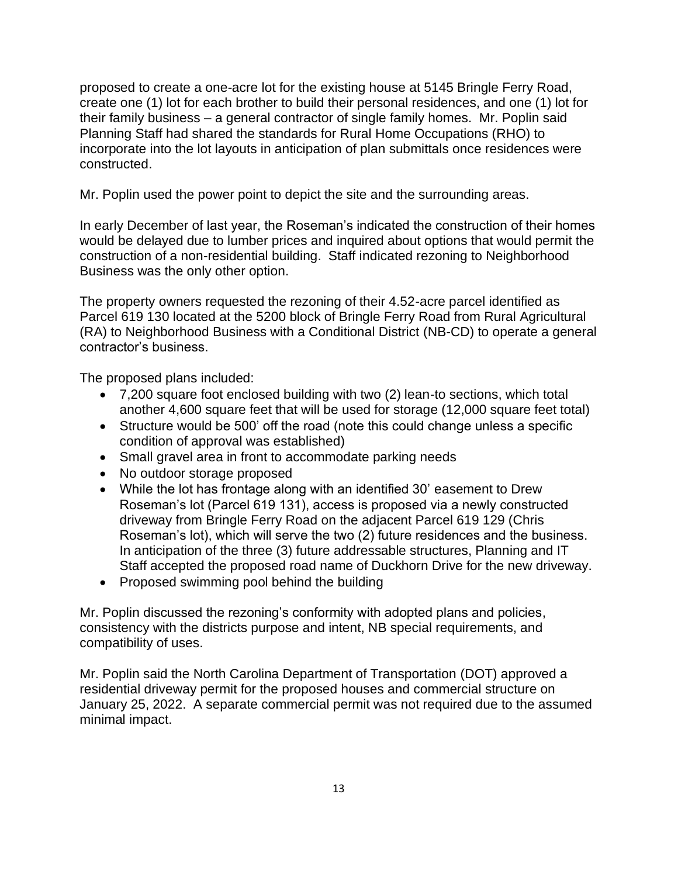proposed to create a one-acre lot for the existing house at 5145 Bringle Ferry Road, create one (1) lot for each brother to build their personal residences, and one (1) lot for their family business – a general contractor of single family homes. Mr. Poplin said Planning Staff had shared the standards for Rural Home Occupations (RHO) to incorporate into the lot layouts in anticipation of plan submittals once residences were constructed.

Mr. Poplin used the power point to depict the site and the surrounding areas.

In early December of last year, the Roseman's indicated the construction of their homes would be delayed due to lumber prices and inquired about options that would permit the construction of a non-residential building. Staff indicated rezoning to Neighborhood Business was the only other option.

The property owners requested the rezoning of their 4.52-acre parcel identified as Parcel 619 130 located at the 5200 block of Bringle Ferry Road from Rural Agricultural (RA) to Neighborhood Business with a Conditional District (NB-CD) to operate a general contractor's business.

The proposed plans included:

- 7,200 square foot enclosed building with two (2) lean-to sections, which total another 4,600 square feet that will be used for storage (12,000 square feet total)
- Structure would be 500' off the road (note this could change unless a specific condition of approval was established)
- Small gravel area in front to accommodate parking needs
- No outdoor storage proposed
- While the lot has frontage along with an identified 30' easement to Drew Roseman's lot (Parcel 619 131), access is proposed via a newly constructed driveway from Bringle Ferry Road on the adjacent Parcel 619 129 (Chris Roseman's lot), which will serve the two (2) future residences and the business. In anticipation of the three (3) future addressable structures, Planning and IT Staff accepted the proposed road name of Duckhorn Drive for the new driveway.
- Proposed swimming pool behind the building

Mr. Poplin discussed the rezoning's conformity with adopted plans and policies, consistency with the districts purpose and intent, NB special requirements, and compatibility of uses.

Mr. Poplin said the North Carolina Department of Transportation (DOT) approved a residential driveway permit for the proposed houses and commercial structure on January 25, 2022. A separate commercial permit was not required due to the assumed minimal impact.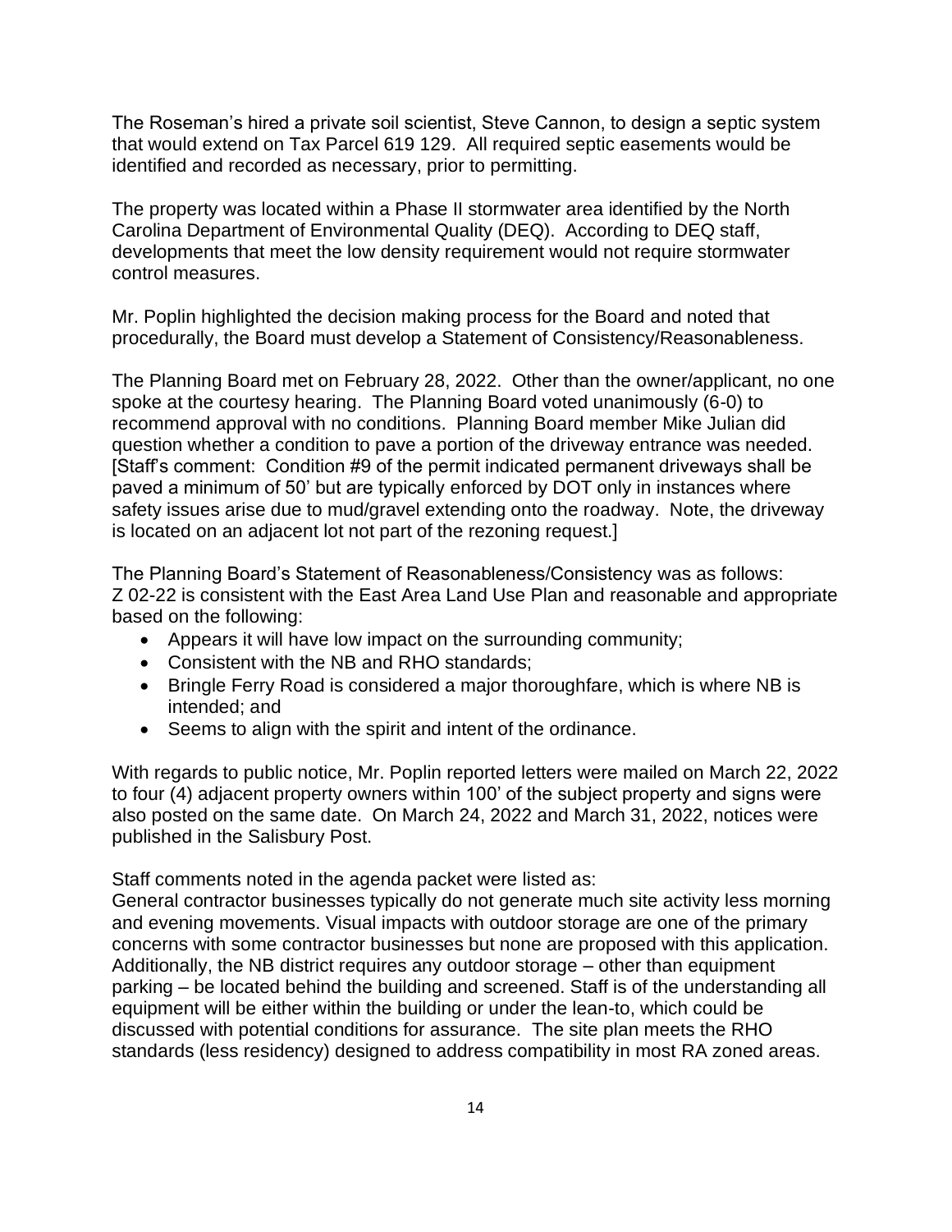The Roseman's hired a private soil scientist, Steve Cannon, to design a septic system that would extend on Tax Parcel 619 129. All required septic easements would be identified and recorded as necessary, prior to permitting.

The property was located within a Phase II stormwater area identified by the North Carolina Department of Environmental Quality (DEQ). According to DEQ staff, developments that meet the low density requirement would not require stormwater control measures.

Mr. Poplin highlighted the decision making process for the Board and noted that procedurally, the Board must develop a Statement of Consistency/Reasonableness.

The Planning Board met on February 28, 2022. Other than the owner/applicant, no one spoke at the courtesy hearing. The Planning Board voted unanimously (6-0) to recommend approval with no conditions. Planning Board member Mike Julian did question whether a condition to pave a portion of the driveway entrance was needed. [Staff's comment: Condition #9 of the permit indicated permanent driveways shall be paved a minimum of 50' but are typically enforced by DOT only in instances where safety issues arise due to mud/gravel extending onto the roadway. Note, the driveway is located on an adjacent lot not part of the rezoning request.]

The Planning Board's Statement of Reasonableness/Consistency was as follows:
Z 02-22 is consistent with the East Area Land Use Plan and reasonable and appropriate based on the following:

- Appears it will have low impact on the surrounding community;
- Consistent with the NB and RHO standards;
- Bringle Ferry Road is considered a major thoroughfare, which is where NB is intended; and
- Seems to align with the spirit and intent of the ordinance.

With regards to public notice, Mr. Poplin reported letters were mailed on March 22, 2022 to four (4) adjacent property owners within 100' of the subject property and signs were also posted on the same date. On March 24, 2022 and March 31, 2022, notices were published in the Salisbury Post.

Staff comments noted in the agenda packet were listed as:
General contractor businesses typically do not generate much site activity less morning and evening movements. Visual impacts with outdoor storage are one of the primary concerns with some contractor businesses but none are proposed with this application. Additionally, the NB district requires any outdoor storage – other than equipment parking – be located behind the building and screened. Staff is of the understanding all equipment will be either within the building or under the lean-to, which could be discussed with potential conditions for assurance. The site plan meets the RHO standards (less residency) designed to address compatibility in most RA zoned areas.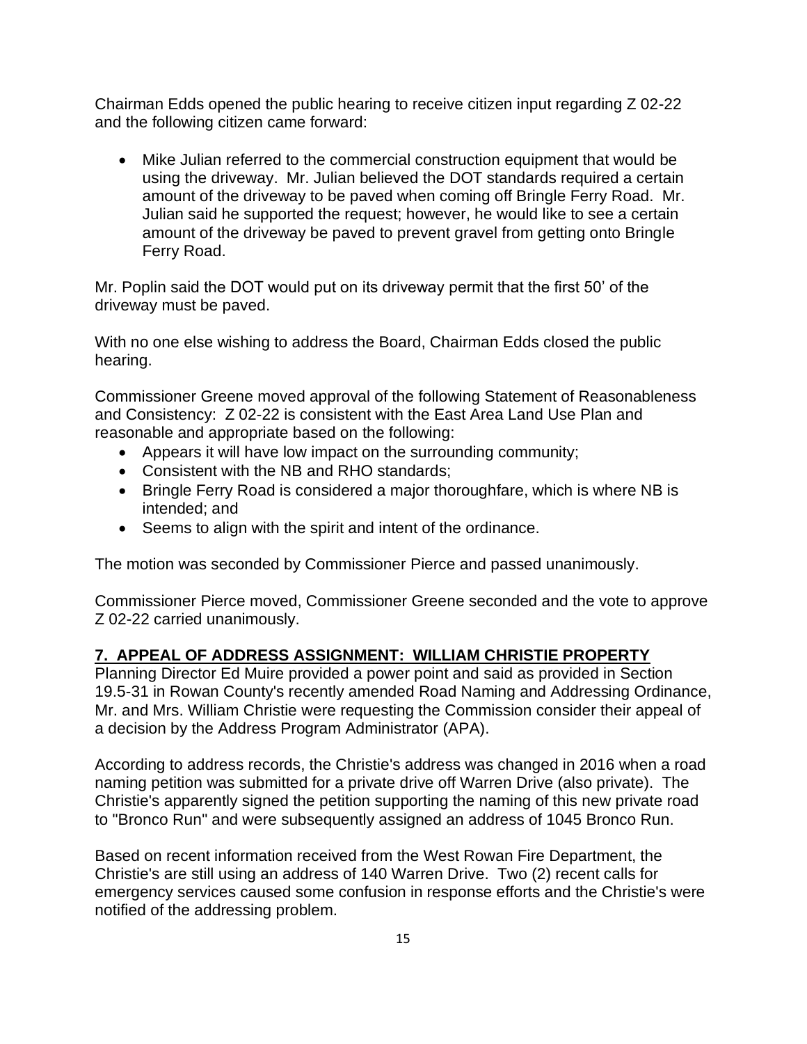Chairman Edds opened the public hearing to receive citizen input regarding Z 02-22 and the following citizen came forward:

- Mike Julian referred to the commercial construction equipment that would be using the driveway. Mr. Julian believed the DOT standards required a certain amount of the driveway to be paved when coming off Bringle Ferry Road. Mr. Julian said he supported the request; however, he would like to see a certain amount of the driveway be paved to prevent gravel from getting onto Bringle Ferry Road.

Mr. Poplin said the DOT would put on its driveway permit that the first 50' of the driveway must be paved.

With no one else wishing to address the Board, Chairman Edds closed the public hearing.

Commissioner Greene moved approval of the following Statement of Reasonableness and Consistency: Z 02-22 is consistent with the East Area Land Use Plan and reasonable and appropriate based on the following:

- Appears it will have low impact on the surrounding community;
- Consistent with the NB and RHO standards;
- Bringle Ferry Road is considered a major thoroughfare, which is where NB is intended; and
- Seems to align with the spirit and intent of the ordinance.

The motion was seconded by Commissioner Pierce and passed unanimously.

Commissioner Pierce moved, Commissioner Greene seconded and the vote to approve Z 02-22 carried unanimously.

## 7. APPEAL OF ADDRESS ASSIGNMENT: WILLIAM CHRISTIE PROPERTY

Planning Director Ed Muire provided a power point and said as provided in Section 19.5-31 in Rowan County's recently amended Road Naming and Addressing Ordinance, Mr. and Mrs. William Christie were requesting the Commission consider their appeal of a decision by the Address Program Administrator (APA).

According to address records, the Christie's address was changed in 2016 when a road naming petition was submitted for a private drive off Warren Drive (also private). The Christie's apparently signed the petition supporting the naming of this new private road to "Bronco Run" and were subsequently assigned an address of 1045 Bronco Run.

Based on recent information received from the West Rowan Fire Department, the Christie's are still using an address of 140 Warren Drive. Two (2) recent calls for emergency services caused some confusion in response efforts and the Christie's were notified of the addressing problem.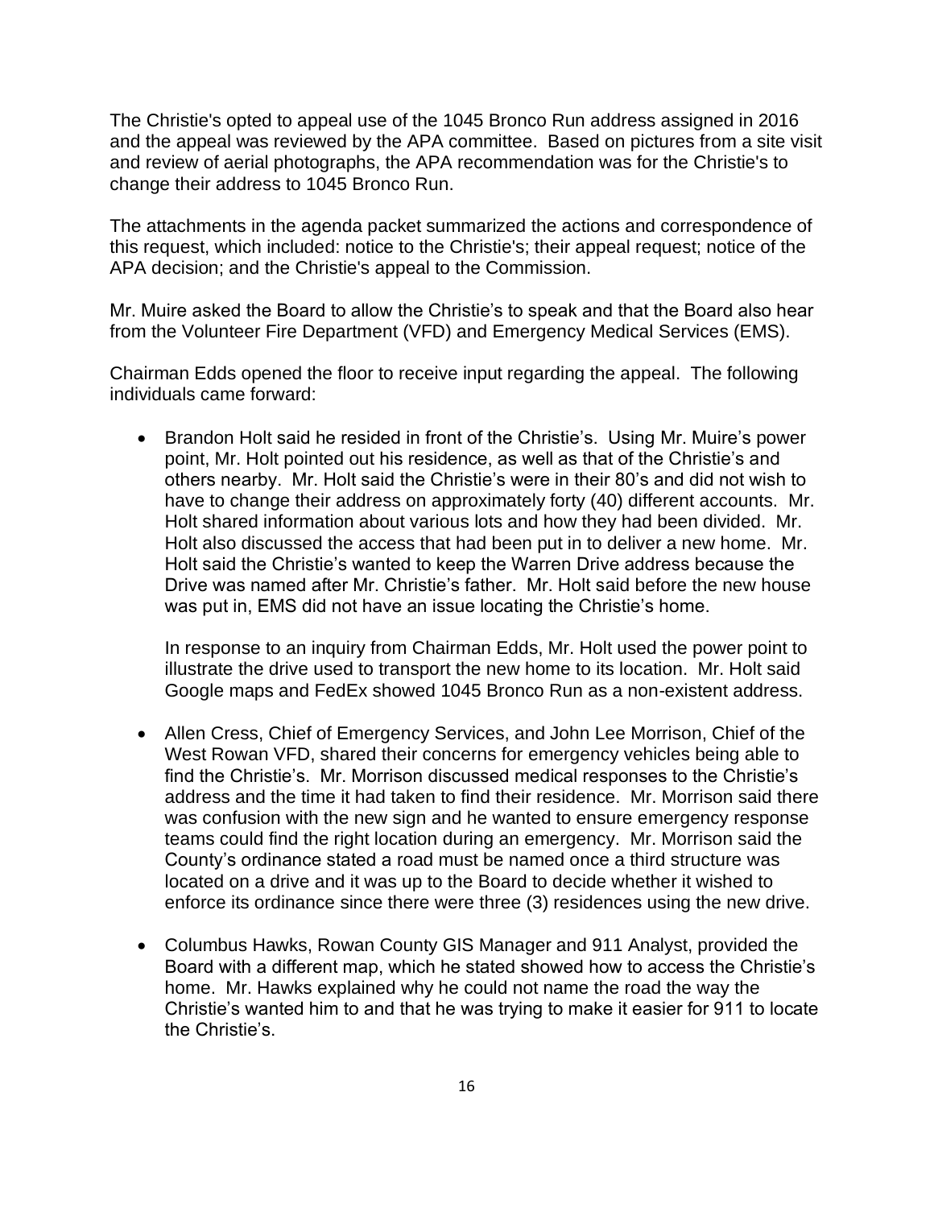The Christie's opted to appeal use of the 1045 Bronco Run address assigned in 2016 and the appeal was reviewed by the APA committee. Based on pictures from a site visit and review of aerial photographs, the APA recommendation was for the Christie's to change their address to 1045 Bronco Run.

The attachments in the agenda packet summarized the actions and correspondence of this request, which included: notice to the Christie's; their appeal request; notice of the APA decision; and the Christie's appeal to the Commission.

Mr. Muire asked the Board to allow the Christie's to speak and that the Board also hear from the Volunteer Fire Department (VFD) and Emergency Medical Services (EMS).

Chairman Edds opened the floor to receive input regarding the appeal. The following individuals came forward:

- Brandon Holt said he resided in front of the Christie's. Using Mr. Muire's power point, Mr. Holt pointed out his residence, as well as that of the Christie's and others nearby. Mr. Holt said the Christie's were in their 80's and did not wish to have to change their address on approximately forty (40) different accounts. Mr. Holt shared information about various lots and how they had been divided. Mr. Holt also discussed the access that had been put in to deliver a new home. Mr. Holt said the Christie's wanted to keep the Warren Drive address because the Drive was named after Mr. Christie's father. Mr. Holt said before the new house was put in, EMS did not have an issue locating the Christie's home.

  In response to an inquiry from Chairman Edds, Mr. Holt used the power point to illustrate the drive used to transport the new home to its location. Mr. Holt said Google maps and FedEx showed 1045 Bronco Run as a non-existent address.

- Allen Cress, Chief of Emergency Services, and John Lee Morrison, Chief of the West Rowan VFD, shared their concerns for emergency vehicles being able to find the Christie's. Mr. Morrison discussed medical responses to the Christie's address and the time it had taken to find their residence. Mr. Morrison said there was confusion with the new sign and he wanted to ensure emergency response teams could find the right location during an emergency. Mr. Morrison said the County's ordinance stated a road must be named once a third structure was located on a drive and it was up to the Board to decide whether it wished to enforce its ordinance since there were three (3) residences using the new drive.

- Columbus Hawks, Rowan County GIS Manager and 911 Analyst, provided the Board with a different map, which he stated showed how to access the Christie's home. Mr. Hawks explained why he could not name the road the way the Christie's wanted him to and that he was trying to make it easier for 911 to locate the Christie's.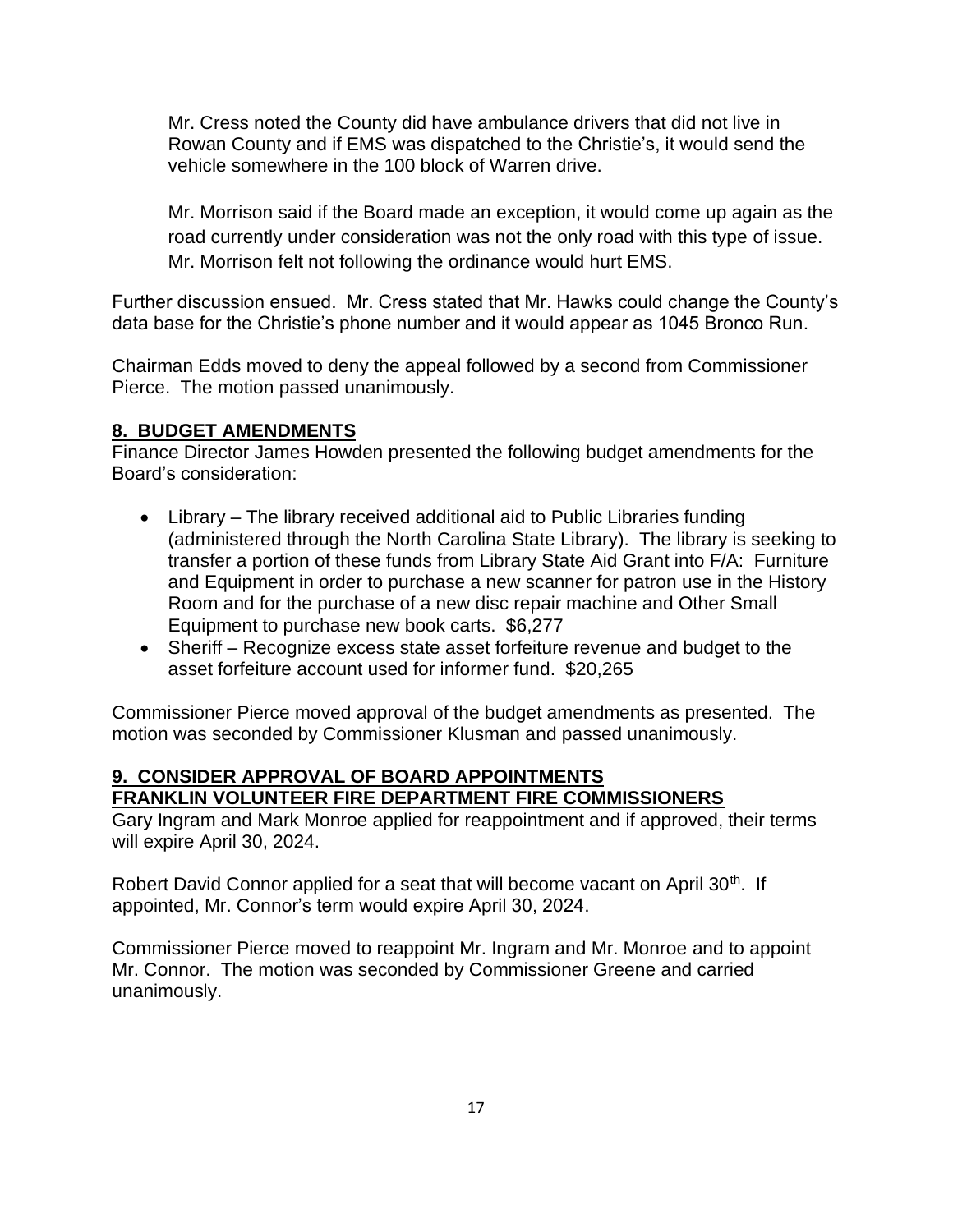Mr. Cress noted the County did have ambulance drivers that did not live in Rowan County and if EMS was dispatched to the Christie's, it would send the vehicle somewhere in the 100 block of Warren drive.

Mr. Morrison said if the Board made an exception, it would come up again as the road currently under consideration was not the only road with this type of issue. Mr. Morrison felt not following the ordinance would hurt EMS.

Further discussion ensued. Mr. Cress stated that Mr. Hawks could change the County's data base for the Christie's phone number and it would appear as 1045 Bronco Run.

Chairman Edds moved to deny the appeal followed by a second from Commissioner Pierce. The motion passed unanimously.

## 8. BUDGET AMENDMENTS

Finance Director James Howden presented the following budget amendments for the Board's consideration:

- Library – The library received additional aid to Public Libraries funding (administered through the North Carolina State Library). The library is seeking to transfer a portion of these funds from Library State Aid Grant into F/A: Furniture and Equipment in order to purchase a new scanner for patron use in the History Room and for the purchase of a new disc repair machine and Other Small Equipment to purchase new book carts. $6,277
- Sheriff – Recognize excess state asset forfeiture revenue and budget to the asset forfeiture account used for informer fund. $20,265

Commissioner Pierce moved approval of the budget amendments as presented. The motion was seconded by Commissioner Klusman and passed unanimously.

## 9. CONSIDER APPROVAL OF BOARD APPOINTMENTS
## FRANKLIN VOLUNTEER FIRE DEPARTMENT FIRE COMMISSIONERS

Gary Ingram and Mark Monroe applied for reappointment and if approved, their terms will expire April 30, 2024.

Robert David Connor applied for a seat that will become vacant on April 30th. If appointed, Mr. Connor's term would expire April 30, 2024.

Commissioner Pierce moved to reappoint Mr. Ingram and Mr. Monroe and to appoint Mr. Connor. The motion was seconded by Commissioner Greene and carried unanimously.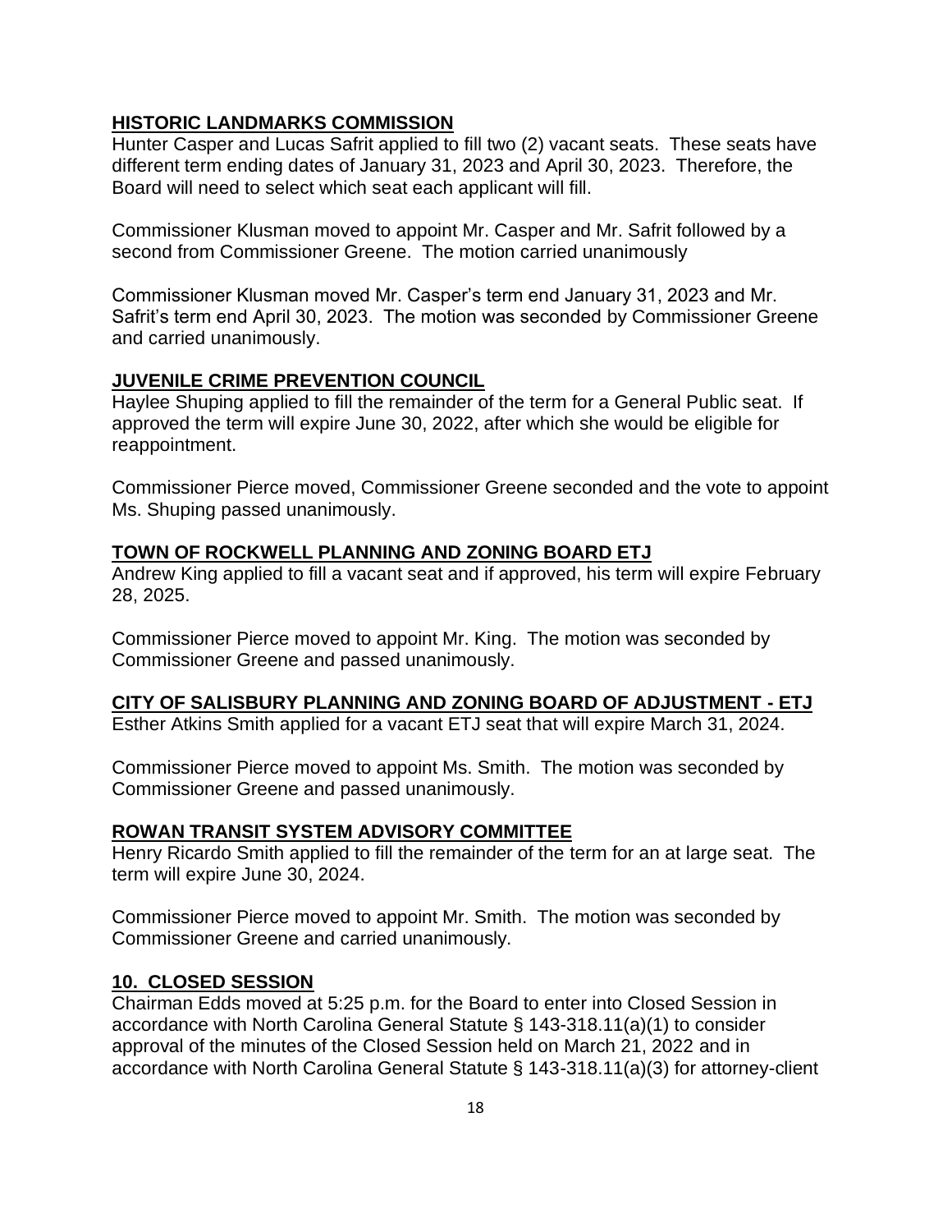**HISTORIC LANDMARKS COMMISSION**

Hunter Casper and Lucas Safrit applied to fill two (2) vacant seats. These seats have different term ending dates of January 31, 2023 and April 30, 2023. Therefore, the Board will need to select which seat each applicant will fill.

Commissioner Klusman moved to appoint Mr. Casper and Mr. Safrit followed by a second from Commissioner Greene. The motion carried unanimously

Commissioner Klusman moved Mr. Casper's term end January 31, 2023 and Mr. Safrit's term end April 30, 2023. The motion was seconded by Commissioner Greene and carried unanimously.

**JUVENILE CRIME PREVENTION COUNCIL**

Haylee Shuping applied to fill the remainder of the term for a General Public seat. If approved the term will expire June 30, 2022, after which she would be eligible for reappointment.

Commissioner Pierce moved, Commissioner Greene seconded and the vote to appoint Ms. Shuping passed unanimously.

**TOWN OF ROCKWELL PLANNING AND ZONING BOARD ETJ**

Andrew King applied to fill a vacant seat and if approved, his term will expire February 28, 2025.

Commissioner Pierce moved to appoint Mr. King. The motion was seconded by Commissioner Greene and passed unanimously.

**CITY OF SALISBURY PLANNING AND ZONING BOARD OF ADJUSTMENT - ETJ**

Esther Atkins Smith applied for a vacant ETJ seat that will expire March 31, 2024.

Commissioner Pierce moved to appoint Ms. Smith. The motion was seconded by Commissioner Greene and passed unanimously.

**ROWAN TRANSIT SYSTEM ADVISORY COMMITTEE**

Henry Ricardo Smith applied to fill the remainder of the term for an at large seat. The term will expire June 30, 2024.

Commissioner Pierce moved to appoint Mr. Smith. The motion was seconded by Commissioner Greene and carried unanimously.

## 10. CLOSED SESSION

Chairman Edds moved at 5:25 p.m. for the Board to enter into Closed Session in accordance with North Carolina General Statute § 143-318.11(a)(1) to consider approval of the minutes of the Closed Session held on March 21, 2022 and in accordance with North Carolina General Statute § 143-318.11(a)(3) for attorney-client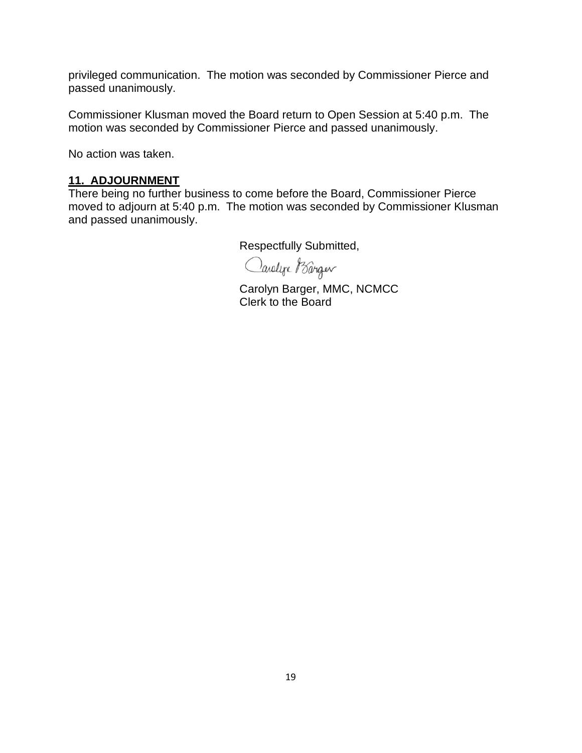privileged communication. The motion was seconded by Commissioner Pierce and passed unanimously.

Commissioner Klusman moved the Board return to Open Session at 5:40 p.m. The motion was seconded by Commissioner Pierce and passed unanimously.

No action was taken.

## 11. ADJOURNMENT

There being no further business to come before the Board, Commissioner Pierce moved to adjourn at 5:40 p.m. The motion was seconded by Commissioner Klusman and passed unanimously.

Respectfully Submitted,

Carolyn Barger

Carolyn Barger, MMC, NCMCC
Clerk to the Board